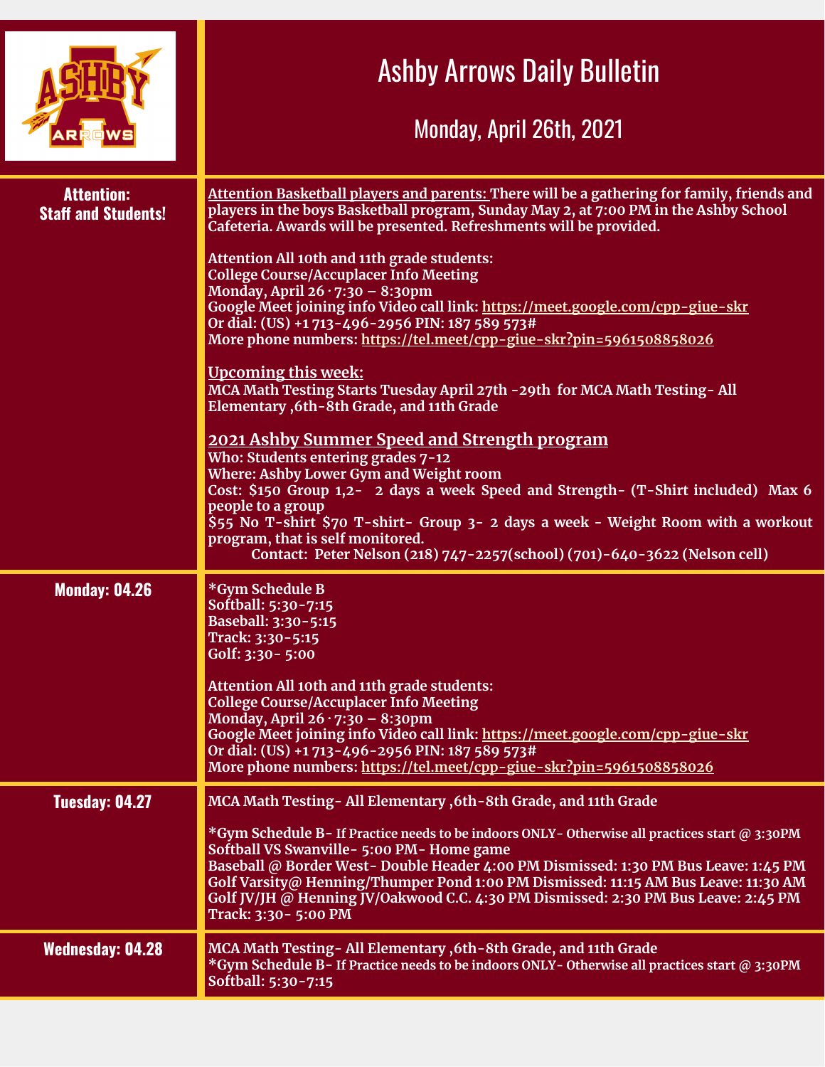# Ashby Arrows Daily Bulletin

## Monday, April 26th, 2021

| | |
|---|---|
| **Attention: Staff and Students!** | **Attention Basketball players and parents:** There will be a gathering for family, friends and players in the boys Basketball program, Sunday May 2, at 7:00 PM in the Ashby School Cafeteria. Awards will be presented. Refreshments will be provided.<br><br>**Attention All 10th and 11th grade students:**<br>College Course/Accuplacer Info Meeting<br>Monday, April 26 · 7:30 – 8:30pm<br>Google Meet joining info Video call link: https://meet.google.com/cpp-giue-skr<br>Or dial: (US) +1 713-496-2956 PIN: 187 589 573#<br>More phone numbers: https://tel.meet/cpp-giue-skr?pin=5961508858026<br><br>**Upcoming this week:**<br>MCA Math Testing Starts Tuesday April 27th -29th for MCA Math Testing- All Elementary ,6th-8th Grade, and 11th Grade<br><br>**2021 Ashby Summer Speed and Strength program**<br>Who: Students entering grades 7-12<br>Where: Ashby Lower Gym and Weight room<br>Cost: $150 Group 1,2- 2 days a week Speed and Strength- (T-Shirt included) Max 6 people to a group<br>$55 No T-shirt $70 T-shirt- Group 3- 2 days a week - Weight Room with a workout program, that is self monitored.<br>Contact: Peter Nelson (218) 747-2257(school) (701)-640-3622 (Nelson cell) |
| **Monday: 04.26** | *Gym Schedule B<br>Softball: 5:30-7:15<br>Baseball: 3:30-5:15<br>Track: 3:30-5:15<br>Golf: 3:30- 5:00<br><br>**Attention All 10th and 11th grade students:**<br>College Course/Accuplacer Info Meeting<br>Monday, April 26 · 7:30 – 8:30pm<br>Google Meet joining info Video call link: https://meet.google.com/cpp-giue-skr<br>Or dial: (US) +1 713-496-2956 PIN: 187 589 573#<br>More phone numbers: https://tel.meet/cpp-giue-skr?pin=5961508858026 |
| **Tuesday: 04.27** | MCA Math Testing- All Elementary ,6th-8th Grade, and 11th Grade<br><br>*Gym Schedule B- If Practice needs to be indoors ONLY- Otherwise all practices start @ 3:30PM<br>Softball VS Swanville- 5:00 PM- Home game<br>Baseball @ Border West- Double Header 4:00 PM Dismissed: 1:30 PM Bus Leave: 1:45 PM<br>Golf Varsity@ Henning/Thumper Pond 1:00 PM Dismissed: 11:15 AM Bus Leave: 11:30 AM<br>Golf JV/JH @ Henning JV/Oakwood C.C. 4:30 PM Dismissed: 2:30 PM Bus Leave: 2:45 PM<br>Track: 3:30- 5:00 PM |
| **Wednesday: 04.28** | MCA Math Testing- All Elementary ,6th-8th Grade, and 11th Grade<br>*Gym Schedule B- If Practice needs to be indoors ONLY- Otherwise all practices start @ 3:30PM<br>Softball: 5:30-7:15 |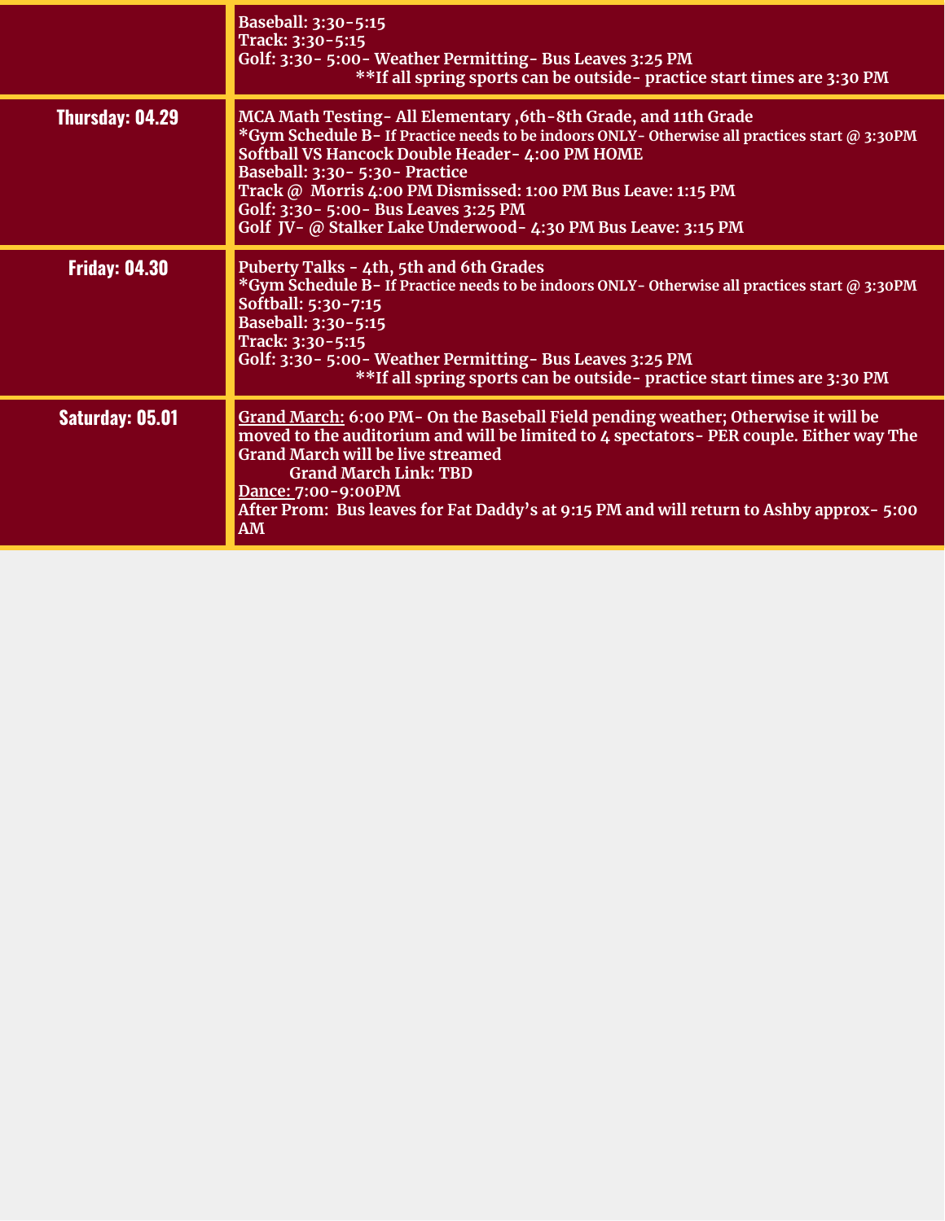| | |
|---|---|
| | **Baseball: 3:30-5:15**<br>**Track: 3:30-5:15**<br>**Golf: 3:30- 5:00- Weather Permitting- Bus Leaves 3:25 PM**<br>**\*\*If all spring sports can be outside- practice start times are 3:30 PM** |
| **Thursday: 04.29** | **MCA Math Testing- All Elementary ,6th-8th Grade, and 11th Grade**<br>**\*Gym Schedule B- If Practice needs to be indoors ONLY- Otherwise all practices start @ 3:30PM**<br>**Softball VS Hancock Double Header- 4:00 PM HOME**<br>**Baseball: 3:30- 5:30- Practice**<br>**Track @ Morris 4:00 PM Dismissed: 1:00 PM Bus Leave: 1:15 PM**<br>**Golf: 3:30- 5:00- Bus Leaves 3:25 PM**<br>**Golf JV- @ Stalker Lake Underwood- 4:30 PM Bus Leave: 3:15 PM** |
| **Friday: 04.30** | **Puberty Talks - 4th, 5th and 6th Grades**<br>**\*Gym Schedule B- If Practice needs to be indoors ONLY- Otherwise all practices start @ 3:30PM**<br>**Softball: 5:30-7:15**<br>**Baseball: 3:30-5:15**<br>**Track: 3:30-5:15**<br>**Golf: 3:30- 5:00- Weather Permitting- Bus Leaves 3:25 PM**<br>**\*\*If all spring sports can be outside- practice start times are 3:30 PM** |
| **Saturday: 05.01** | **<u>Grand March:</u> 6:00 PM- On the Baseball Field pending weather; Otherwise it will be moved to the auditorium and will be limited to 4 spectators- PER couple. Either way The Grand March will be live streamed**<br>**Grand March Link: TBD**<br>**<u>Dance:</u> 7:00-9:00PM**<br>**After Prom: Bus leaves for Fat Daddy's at 9:15 PM and will return to Ashby approx- 5:00 AM** |